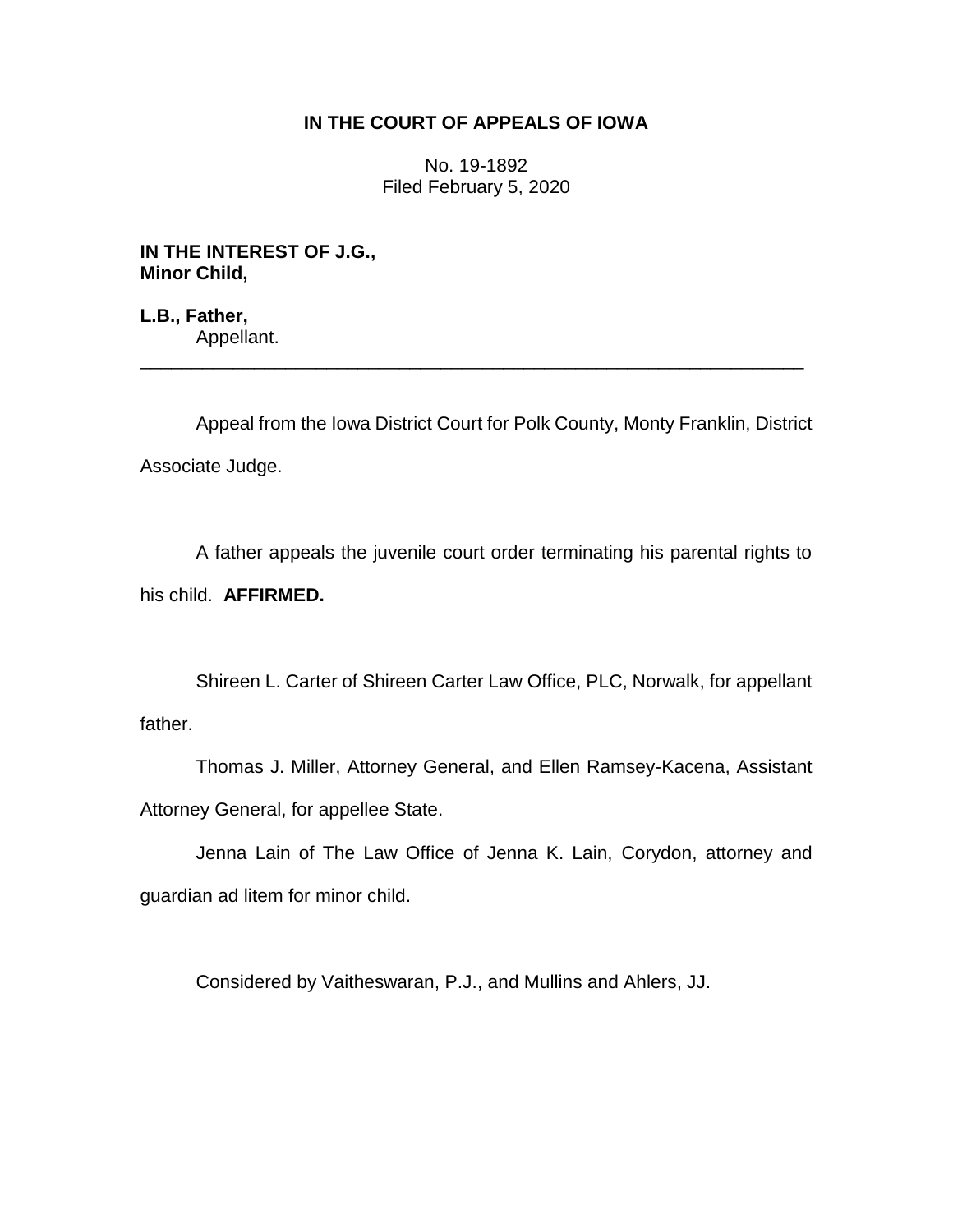**IN THE COURT OF APPEALS OF IOWA**

No. 19-1892
Filed February 5, 2020

**IN THE INTEREST OF J.G., Minor Child,**

**L.B., Father,**
Appellant.

---

Appeal from the Iowa District Court for Polk County, Monty Franklin, District Associate Judge.

A father appeals the juvenile court order terminating his parental rights to his child. **AFFIRMED.**

Shireen L. Carter of Shireen Carter Law Office, PLC, Norwalk, for appellant father.

Thomas J. Miller, Attorney General, and Ellen Ramsey-Kacena, Assistant Attorney General, for appellee State.

Jenna Lain of The Law Office of Jenna K. Lain, Corydon, attorney and guardian ad litem for minor child.

Considered by Vaitheswaran, P.J., and Mullins and Ahlers, JJ.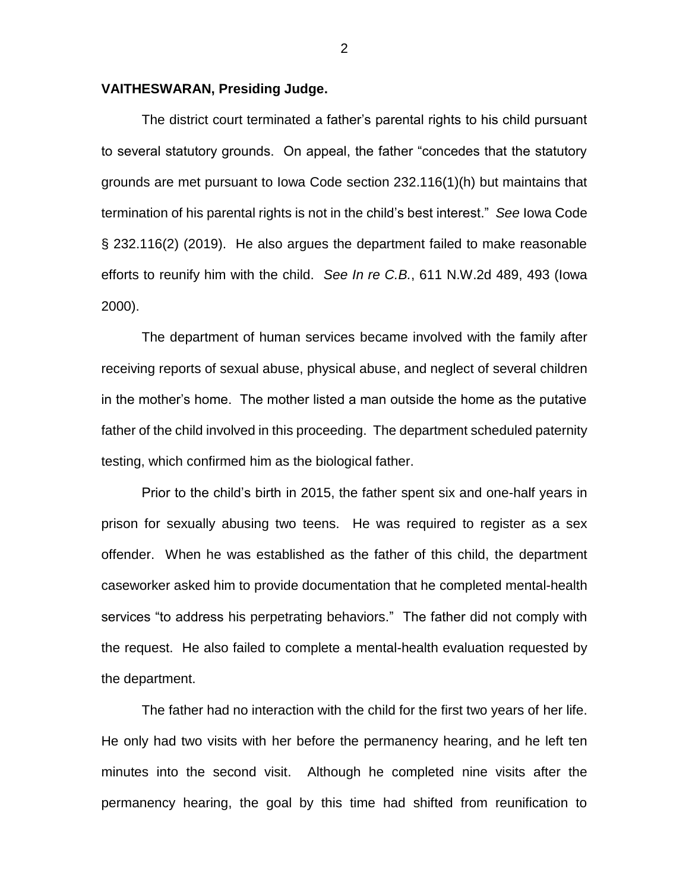**VAITHESWARAN, Presiding Judge.**

The district court terminated a father's parental rights to his child pursuant to several statutory grounds. On appeal, the father "concedes that the statutory grounds are met pursuant to Iowa Code section 232.116(1)(h) but maintains that termination of his parental rights is not in the child's best interest." *See* Iowa Code § 232.116(2) (2019). He also argues the department failed to make reasonable efforts to reunify him with the child. *See In re C.B.*, 611 N.W.2d 489, 493 (Iowa 2000).

The department of human services became involved with the family after receiving reports of sexual abuse, physical abuse, and neglect of several children in the mother's home. The mother listed a man outside the home as the putative father of the child involved in this proceeding. The department scheduled paternity testing, which confirmed him as the biological father.

Prior to the child's birth in 2015, the father spent six and one-half years in prison for sexually abusing two teens. He was required to register as a sex offender. When he was established as the father of this child, the department caseworker asked him to provide documentation that he completed mental-health services "to address his perpetrating behaviors." The father did not comply with the request. He also failed to complete a mental-health evaluation requested by the department.

The father had no interaction with the child for the first two years of her life. He only had two visits with her before the permanency hearing, and he left ten minutes into the second visit. Although he completed nine visits after the permanency hearing, the goal by this time had shifted from reunification to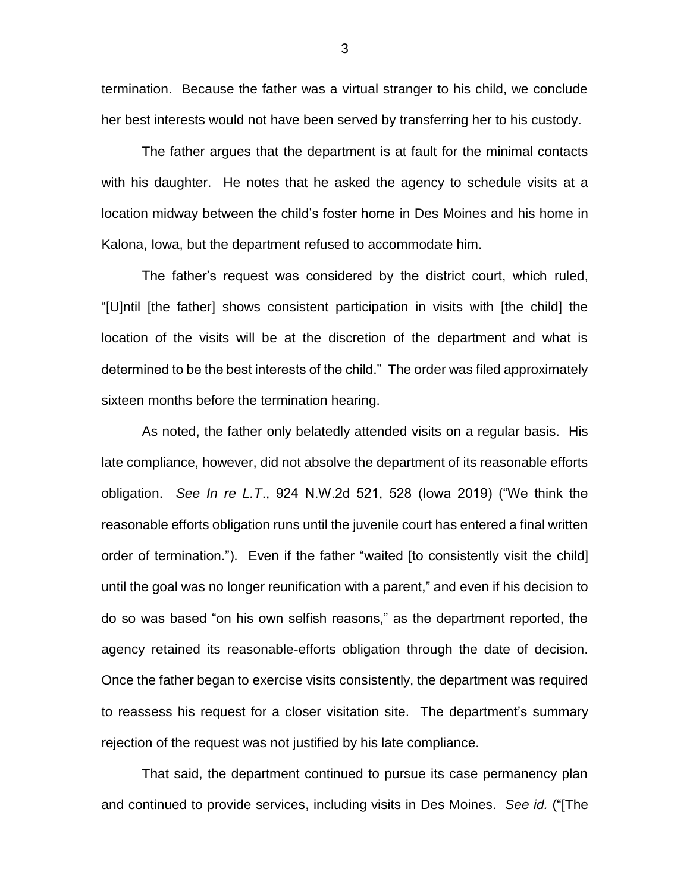termination. Because the father was a virtual stranger to his child, we conclude her best interests would not have been served by transferring her to his custody.

The father argues that the department is at fault for the minimal contacts with his daughter. He notes that he asked the agency to schedule visits at a location midway between the child's foster home in Des Moines and his home in Kalona, Iowa, but the department refused to accommodate him.

The father's request was considered by the district court, which ruled, "[U]ntil [the father] shows consistent participation in visits with [the child] the location of the visits will be at the discretion of the department and what is determined to be the best interests of the child." The order was filed approximately sixteen months before the termination hearing.

As noted, the father only belatedly attended visits on a regular basis. His late compliance, however, did not absolve the department of its reasonable efforts obligation. *See In re L.T.*, 924 N.W.2d 521, 528 (Iowa 2019) ("We think the reasonable efforts obligation runs until the juvenile court has entered a final written order of termination."). Even if the father "waited [to consistently visit the child] until the goal was no longer reunification with a parent," and even if his decision to do so was based "on his own selfish reasons," as the department reported, the agency retained its reasonable-efforts obligation through the date of decision. Once the father began to exercise visits consistently, the department was required to reassess his request for a closer visitation site. The department's summary rejection of the request was not justified by his late compliance.

That said, the department continued to pursue its case permanency plan and continued to provide services, including visits in Des Moines. *See id.* ("[The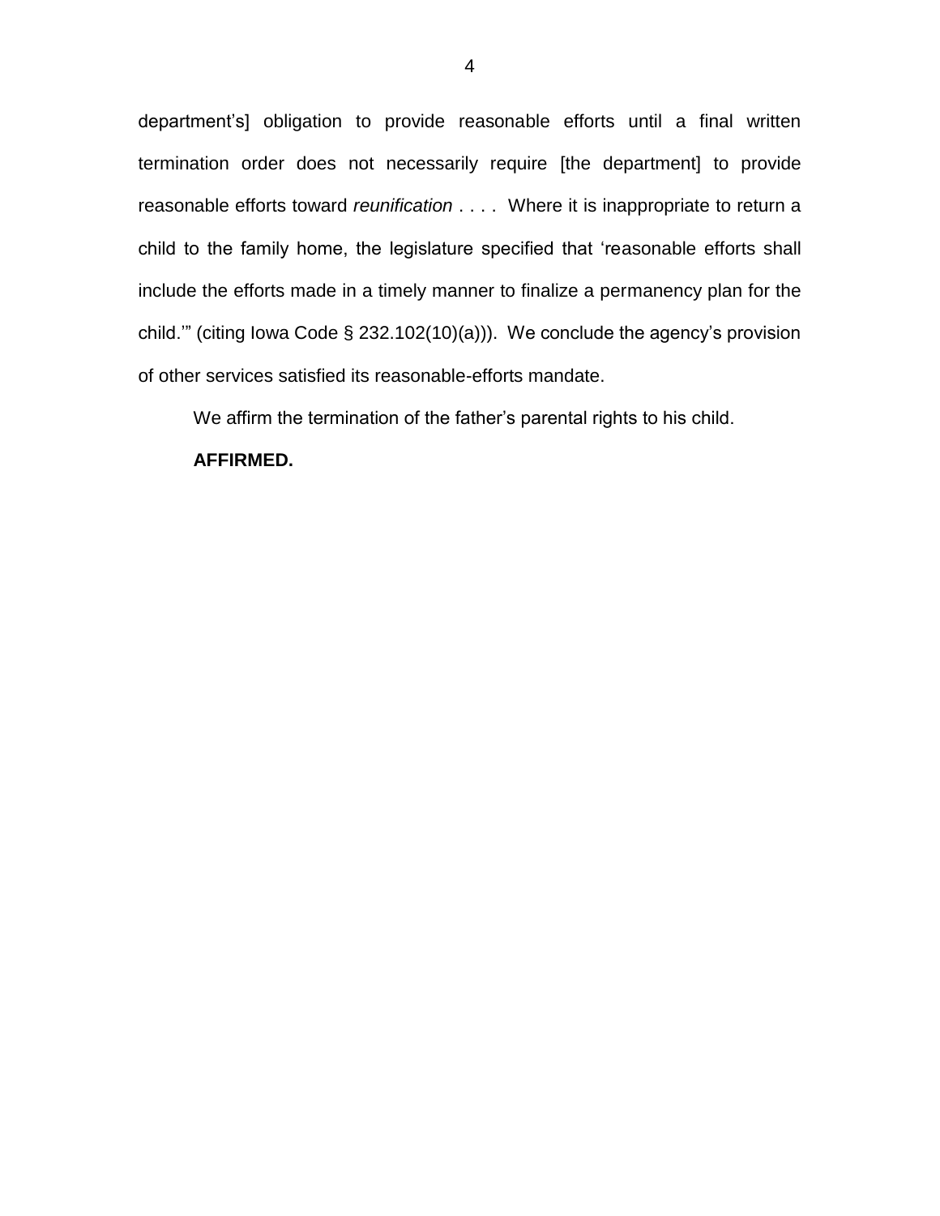department's] obligation to provide reasonable efforts until a final written termination order does not necessarily require [the department] to provide reasonable efforts toward *reunification* . . . . Where it is inappropriate to return a child to the family home, the legislature specified that 'reasonable efforts shall include the efforts made in a timely manner to finalize a permanency plan for the child.'" (citing Iowa Code § 232.102(10)(a))). We conclude the agency's provision of other services satisfied its reasonable-efforts mandate.

We affirm the termination of the father's parental rights to his child.

**AFFIRMED.**